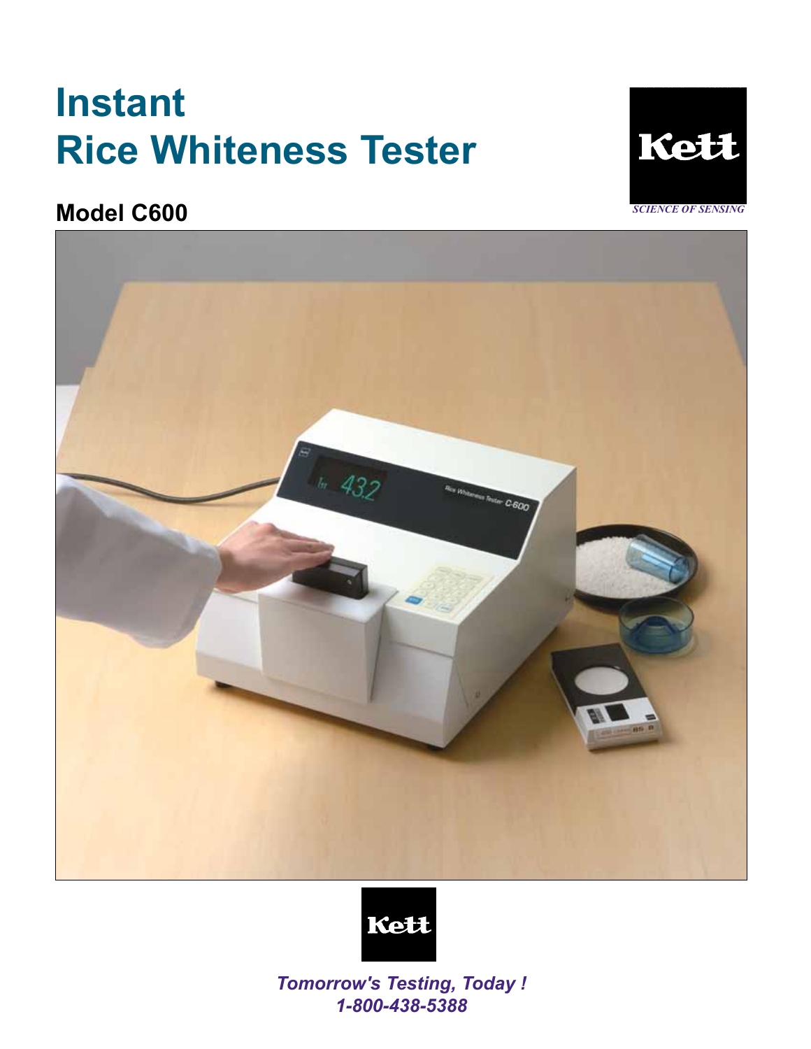# Instant
# Rice Whiteness Tester

Kett

*SCIENCE OF SENSING*

## Model C600

Kett

***Tomorrow's Testing, Today !***

***1-800-438-5388***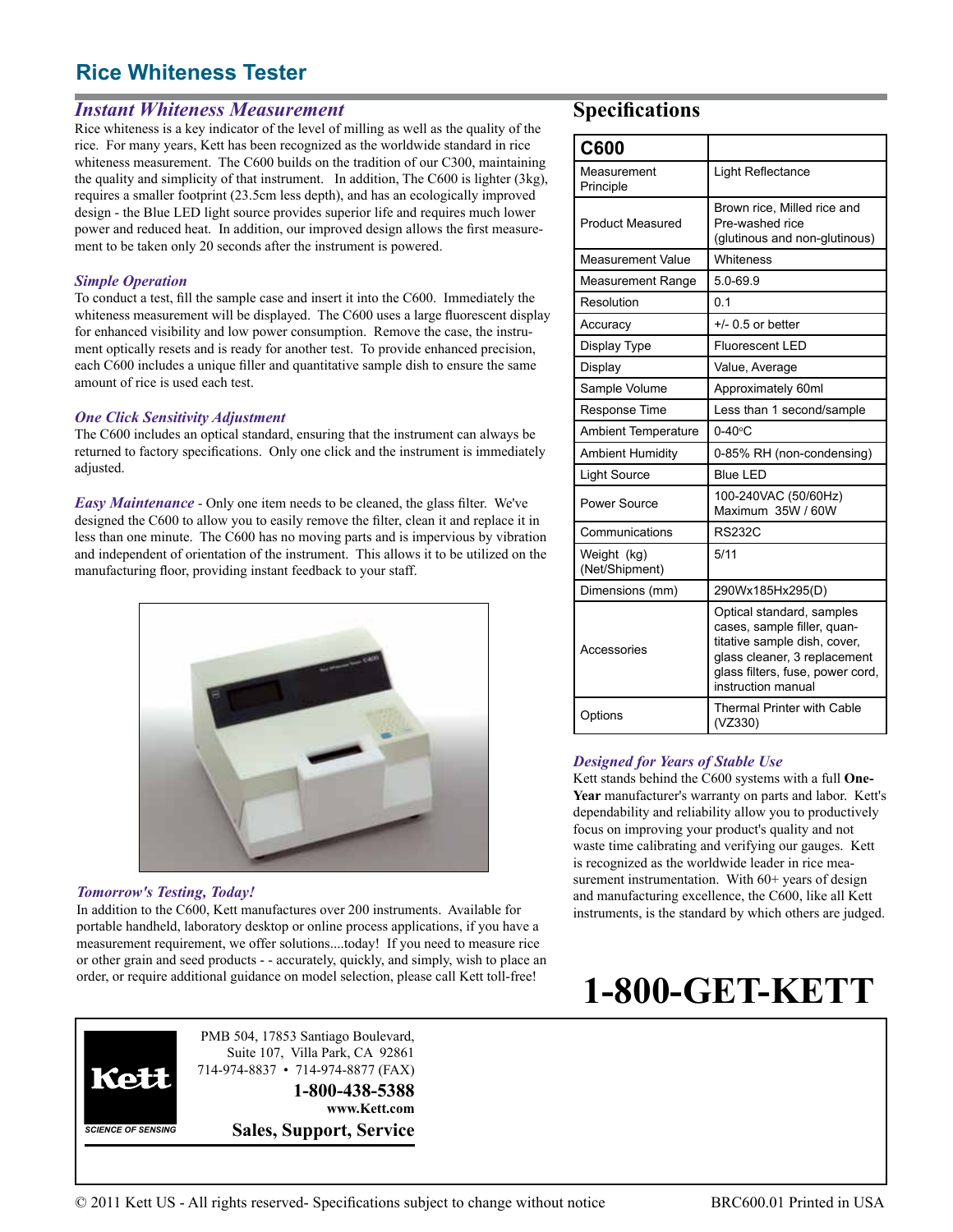## Rice Whiteness Tester

### *Instant Whiteness Measurement*

Rice whiteness is a key indicator of the level of milling as well as the quality of the rice. For many years, Kett has been recognized as the worldwide standard in rice whiteness measurement. The C600 builds on the tradition of our C300, maintaining the quality and simplicity of that instrument. In addition, The C600 is lighter (3kg), requires a smaller footprint (23.5cm less depth), and has an ecologically improved design - the Blue LED light source provides superior life and requires much lower power and reduced heat. In addition, our improved design allows the first measurement to be taken only 20 seconds after the instrument is powered.

### *Simple Operation*

To conduct a test, fill the sample case and insert it into the C600. Immediately the whiteness measurement will be displayed. The C600 uses a large fluorescent display for enhanced visibility and low power consumption. Remove the case, the instrument optically resets and is ready for another test. To provide enhanced precision, each C600 includes a unique filler and quantitative sample dish to ensure the same amount of rice is used each test.

### *One Click Sensitivity Adjustment*

The C600 includes an optical standard, ensuring that the instrument can always be returned to factory specifications. Only one click and the instrument is immediately adjusted.

***Easy Maintenance*** - Only one item needs to be cleaned, the glass filter. We've designed the C600 to allow you to easily remove the filter, clean it and replace it in less than one minute. The C600 has no moving parts and is impervious by vibration and independent of orientation of the instrument. This allows it to be utilized on the manufacturing floor, providing instant feedback to your staff.

### *Tomorrow's Testing, Today!*

In addition to the C600, Kett manufactures over 200 instruments. Available for portable handheld, laboratory desktop or online process applications, if you have a measurement requirement, we offer solutions....today! If you need to measure rice or other grain and seed products - - accurately, quickly, and simply, wish to place an order, or require additional guidance on model selection, please call Kett toll-free!

## Specifications

| C600 | |
|---|---|
| Measurement Principle | Light Reflectance |
| Product Measured | Brown rice, Milled rice and Pre-washed rice (glutinous and non-glutinous) |
| Measurement Value | Whiteness |
| Measurement Range | 5.0-69.9 |
| Resolution | 0.1 |
| Accuracy | +/- 0.5 or better |
| Display Type | Fluorescent LED |
| Display | Value, Average |
| Sample Volume | Approximately 60ml |
| Response Time | Less than 1 second/sample |
| Ambient Temperature | 0-40°C |
| Ambient Humidity | 0-85% RH (non-condensing) |
| Light Source | Blue LED |
| Power Source | 100-240VAC (50/60Hz) Maximum 35W / 60W |
| Communications | RS232C |
| Weight (kg) (Net/Shipment) | 5/11 |
| Dimensions (mm) | 290Wx185Hx295(D) |
| Accessories | Optical standard, samples cases, sample filler, quantitative sample dish, cover, glass cleaner, 3 replacement glass filters, fuse, power cord, instruction manual |
| Options | Thermal Printer with Cable (VZ330) |

### *Designed for Years of Stable Use*

Kett stands behind the C600 systems with a full **One-Year** manufacturer's warranty on parts and labor. Kett's dependability and reliability allow you to productively focus on improving your product's quality and not waste time calibrating and verifying our gauges. Kett is recognized as the worldwide leader in rice measurement instrumentation. With 60+ years of design and manufacturing excellence, the C600, like all Kett instruments, is the standard by which others are judged.

# 1-800-GET-KETT

Kett
SCIENCE OF SENSING

PMB 504, 17853 Santiago Boulevard,
Suite 107, Villa Park, CA 92861
714-974-8837 • 714-974-8877 (FAX)

**1-800-438-5388**

**www.Kett.com**

**Sales, Support, Service**

© 2011 Kett US - All rights reserved- Specifications subject to change without notice

BRC600.01 Printed in USA